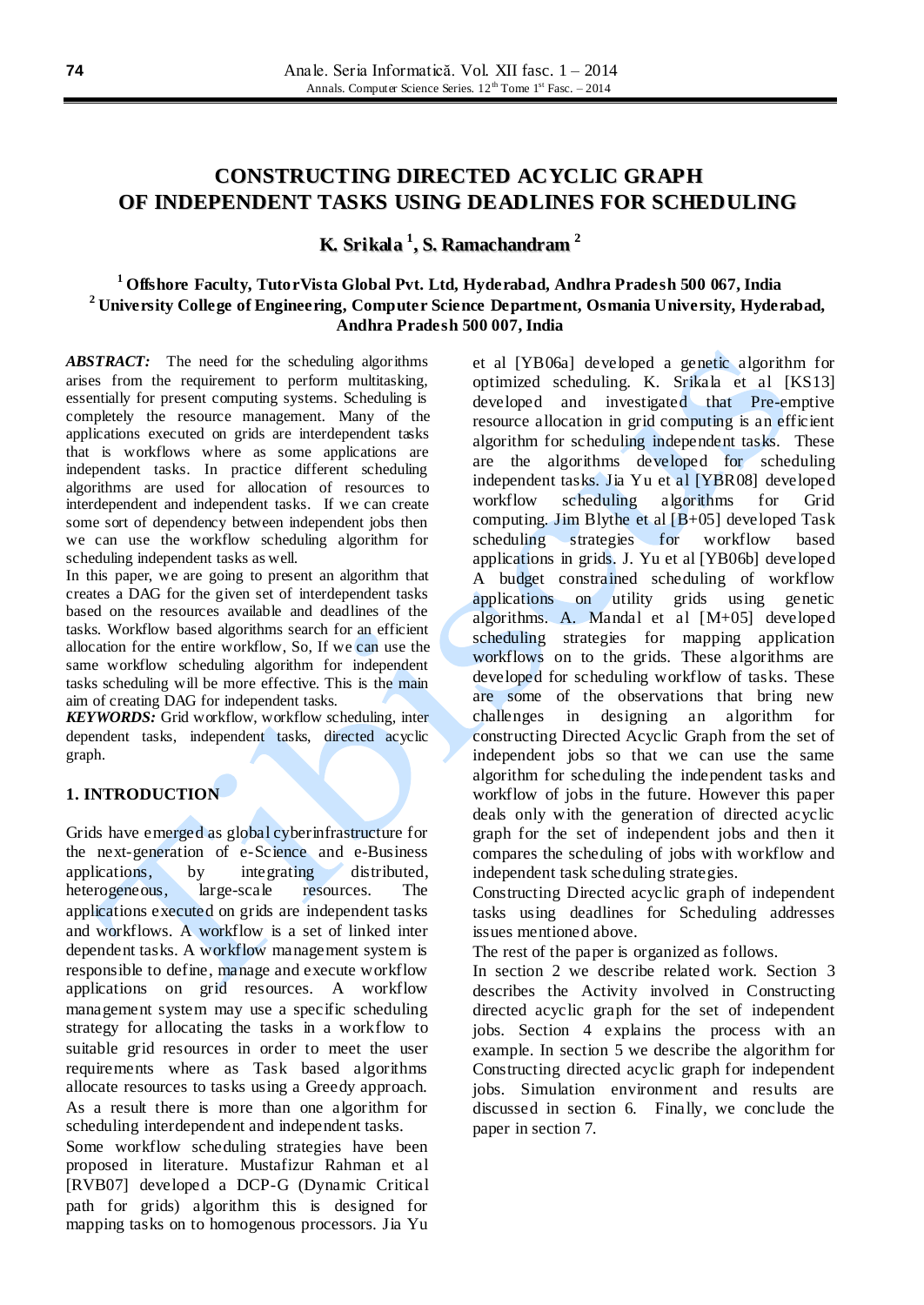# CONSTRUCTING DIRECTED ACYCLIC GRAPH OF INDEPENDENT TASKS USING DEADLINES FOR SCHEDULING

**K. Srikala [1], S. Ramachandram [2]**

**[1] Offshore Faculty, TutorVista Global Pvt. Ltd, Hyderabad, Andhra Pradesh 500 067, India**
**[2] University College of Engineering, Computer Science Department, Osmania University, Hyderabad, Andhra Pradesh 500 007, India**

***ABSTRACT:*** The need for the scheduling algorithms arises from the requirement to perform multitasking, essentially for present computing systems. Scheduling is completely the resource management. Many of the applications executed on grids are interdependent tasks that is workflows where as some applications are independent tasks. In practice different scheduling algorithms are used for allocation of resources to interdependent and independent tasks. If we can create some sort of dependency between independent jobs then we can use the workflow scheduling algorithm for scheduling independent tasks as well.

In this paper, we are going to present an algorithm that creates a DAG for the given set of interdependent tasks based on the resources available and deadlines of the tasks. Workflow based algorithms search for an efficient allocation for the entire workflow, So, If we can use the same workflow scheduling algorithm for independent tasks scheduling will be more effective. This is the main aim of creating DAG for independent tasks.

***KEYWORDS:*** Grid workflow, workflow scheduling, inter dependent tasks, independent tasks, directed acyclic graph.

## 1. INTRODUCTION

Grids have emerged as global cyberinfrastructure for the next-generation of e-Science and e-Business applications, by integrating distributed, heterogeneous, large-scale resources. The applications executed on grids are independent tasks and workflows. A workflow is a set of linked inter dependent tasks. A workflow management system is responsible to define, manage and execute workflow applications on grid resources. A workflow management system may use a specific scheduling strategy for allocating the tasks in a workflow to suitable grid resources in order to meet the user requirements where as Task based algorithms allocate resources to tasks using a Greedy approach. As a result there is more than one algorithm for scheduling interdependent and independent tasks.

Some workflow scheduling strategies have been proposed in literature. Mustafizur Rahman et al [RVB07] developed a DCP-G (Dynamic Critical path for grids) algorithm this is designed for mapping tasks on to homogenous processors. Jia Yu et al [YB06a] developed a genetic algorithm for optimized scheduling. K. Srikala et al [KS13] developed and investigated that Pre-emptive resource allocation in grid computing is an efficient algorithm for scheduling independent tasks. These are the algorithms developed for scheduling independent tasks. Jia Yu et al [YBR08] developed workflow scheduling algorithms for Grid computing. Jim Blythe et al [B+05] developed Task scheduling strategies for workflow based applications in grids. J. Yu et al [YB06b] developed A budget constrained scheduling of workflow applications on utility grids using genetic algorithms. A. Mandal et al [M+05] developed scheduling strategies for mapping application workflows on to the grids. These algorithms are developed for scheduling workflow of tasks. These are some of the observations that bring new challenges in designing an algorithm for constructing Directed Acyclic Graph from the set of independent jobs so that we can use the same algorithm for scheduling the independent tasks and workflow of jobs in the future. However this paper deals only with the generation of directed acyclic graph for the set of independent jobs and then it compares the scheduling of jobs with workflow and independent task scheduling strategies.

Constructing Directed acyclic graph of independent tasks using deadlines for Scheduling addresses issues mentioned above.

The rest of the paper is organized as follows.

In section 2 we describe related work. Section 3 describes the Activity involved in Constructing directed acyclic graph for the set of independent jobs. Section 4 explains the process with an example. In section 5 we describe the algorithm for Constructing directed acyclic graph for independent jobs. Simulation environment and results are discussed in section 6. Finally, we conclude the paper in section 7.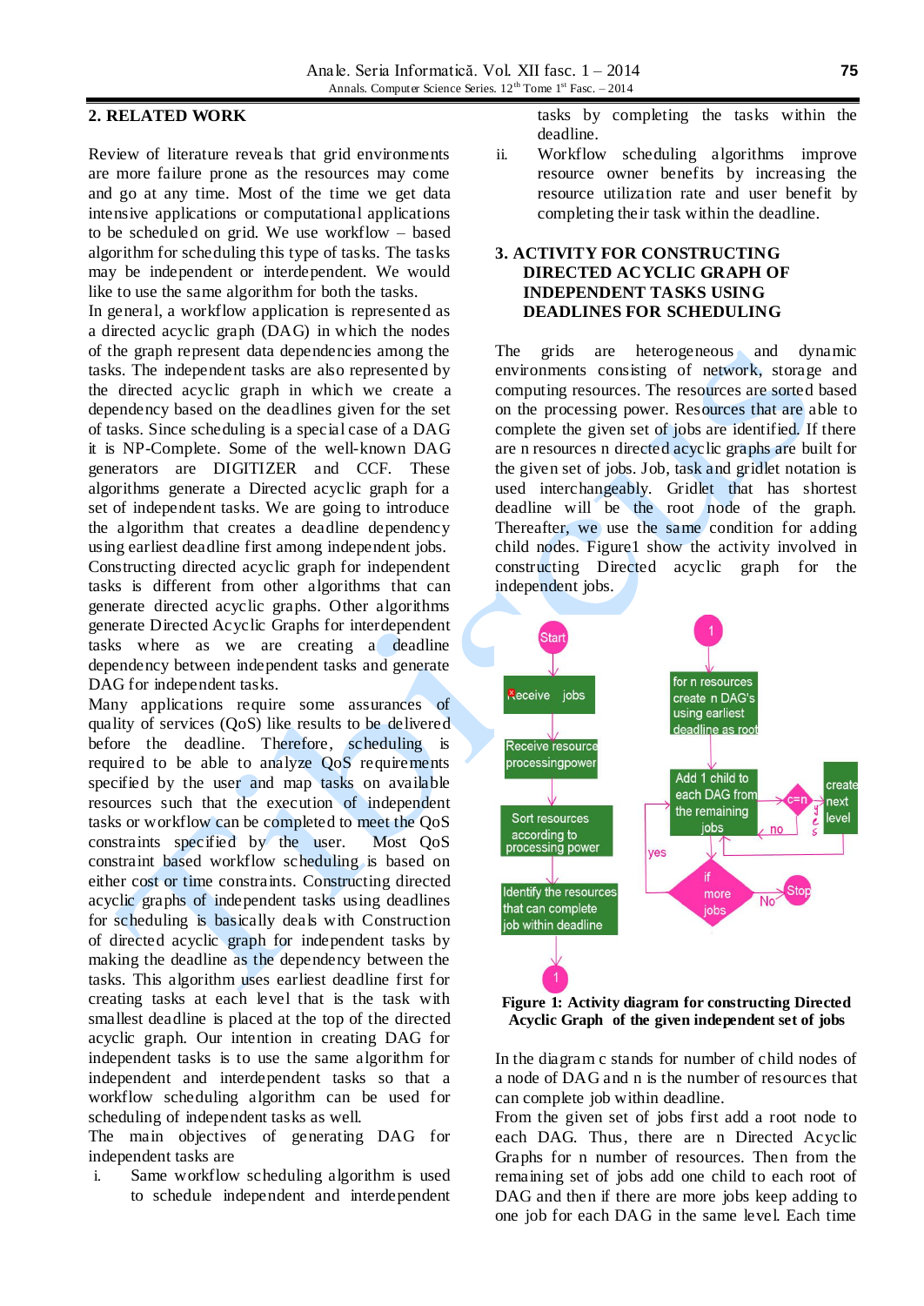## 2. RELATED WORK

Review of literature reveals that grid environments are more failure prone as the resources may come and go at any time. Most of the time we get data intensive applications or computational applications to be scheduled on grid. We use workflow – based algorithm for scheduling this type of tasks. The tasks may be independent or interdependent. We would like to use the same algorithm for both the tasks.

In general, a workflow application is represented as a directed acyclic graph (DAG) in which the nodes of the graph represent data dependencies among the tasks. The independent tasks are also represented by the directed acyclic graph in which we create a dependency based on the deadlines given for the set of tasks. Since scheduling is a special case of a DAG it is NP-Complete. Some of the well-known DAG generators are DIGITIZER and CCF. These algorithms generate a Directed acyclic graph for a set of independent tasks. We are going to introduce the algorithm that creates a deadline dependency using earliest deadline first among independent jobs. Constructing directed acyclic graph for independent tasks is different from other algorithms that can generate directed acyclic graphs. Other algorithms generate Directed Acyclic Graphs for interdependent tasks where as we are creating a deadline dependency between independent tasks and generate DAG for independent tasks.

Many applications require some assurances of quality of services (QoS) like results to be delivered before the deadline. Therefore, scheduling is required to be able to analyze QoS requirements specified by the user and map tasks on available resources such that the execution of independent tasks or workflow can be completed to meet the QoS constraints specified by the user. Most QoS constraint based workflow scheduling is based on either cost or time constraints. Constructing directed acyclic graphs of independent tasks using deadlines for scheduling is basically deals with Construction of directed acyclic graph for independent tasks by making the deadline as the dependency between the tasks. This algorithm uses earliest deadline first for creating tasks at each level that is the task with smallest deadline is placed at the top of the directed acyclic graph. Our intention in creating DAG for independent tasks is to use the same algorithm for independent and interdependent tasks so that a workflow scheduling algorithm can be used for scheduling of independent tasks as well.

The main objectives of generating DAG for independent tasks are

i. Same workflow scheduling algorithm is used to schedule independent and interdependent tasks by completing the tasks within the deadline.
ii. Workflow scheduling algorithms improve resource owner benefits by increasing the resource utilization rate and user benefit by completing their task within the deadline.

## 3. ACTIVITY FOR CONSTRUCTING DIRECTED ACYCLIC GRAPH OF INDEPENDENT TASKS USING DEADLINES FOR SCHEDULING

The grids are heterogeneous and dynamic environments consisting of network, storage and computing resources. The resources are sorted based on the processing power. Resources that are able to complete the given set of jobs are identified. If there are n resources n directed acyclic graphs are built for the given set of jobs. Job, task and gridlet notation is used interchangeably. Gridlet that has shortest deadline will be the root node of the graph. Thereafter, we use the same condition for adding child nodes. Figure1 show the activity involved in constructing Directed acyclic graph for the independent jobs.

**Figure 1: Activity diagram for constructing Directed Acyclic Graph of the given independent set of jobs**

In the diagram c stands for number of child nodes of a node of DAG and n is the number of resources that can complete job within deadline.

From the given set of jobs first add a root node to each DAG. Thus, there are n Directed Acyclic Graphs for n number of resources. Then from the remaining set of jobs add one child to each root of DAG and then if there are more jobs keep adding to one job for each DAG in the same level. Each time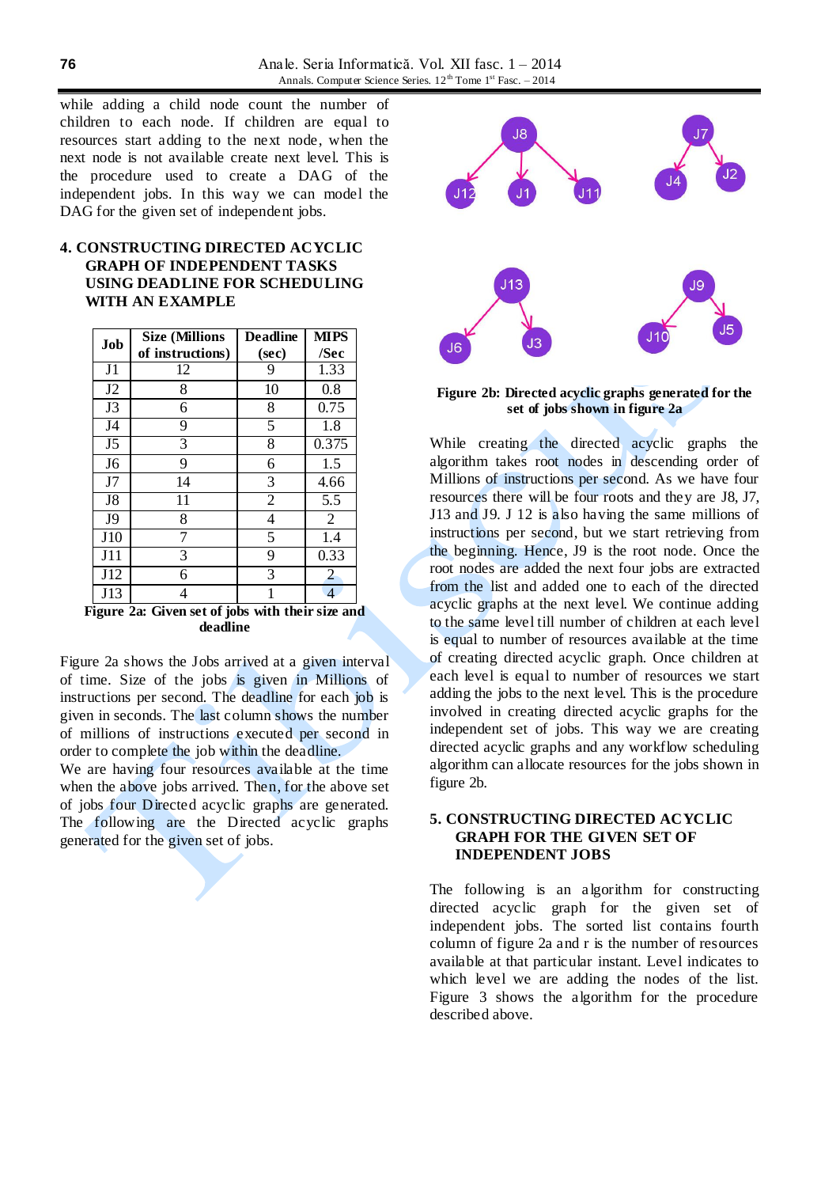while adding a child node count the number of children to each node. If children are equal to resources start adding to the next node, when the next node is not available create next level. This is the procedure used to create a DAG of the independent jobs. In this way we can model the DAG for the given set of independent jobs.

## 4. CONSTRUCTING DIRECTED ACYCLIC GRAPH OF INDEPENDENT TASKS USING DEADLINE FOR SCHEDULING WITH AN EXAMPLE

| Job | Size (Millions of instructions) | Deadline (sec) | MIPS /Sec |
|---|---|---|---|
| J1 | 12 | 9 | 1.33 |
| J2 | 8 | 10 | 0.8 |
| J3 | 6 | 8 | 0.75 |
| J4 | 9 | 5 | 1.8 |
| J5 | 3 | 8 | 0.375 |
| J6 | 9 | 6 | 1.5 |
| J7 | 14 | 3 | 4.66 |
| J8 | 11 | 2 | 5.5 |
| J9 | 8 | 4 | 2 |
| J10 | 7 | 5 | 1.4 |
| J11 | 3 | 9 | 0.33 |
| J12 | 6 | 3 | 2 |
| J13 | 4 | 1 | 4 |

**Figure 2a: Given set of jobs with their size and deadline**

Figure 2a shows the Jobs arrived at a given interval of time. Size of the jobs is given in Millions of instructions per second. The deadline for each job is given in seconds. The last column shows the number of millions of instructions executed per second in order to complete the job within the deadline.

We are having four resources available at the time when the above jobs arrived. Then, for the above set of jobs four Directed acyclic graphs are generated. The following are the Directed acyclic graphs generated for the given set of jobs.

**Figure 2b: Directed acyclic graphs generated for the set of jobs shown in figure 2a**

While creating the directed acyclic graphs the algorithm takes root nodes in descending order of Millions of instructions per second. As we have four resources there will be four roots and they are J8, J7, J13 and J9. J 12 is also having the same millions of instructions per second, but we start retrieving from the beginning. Hence, J9 is the root node. Once the root nodes are added the next four jobs are extracted from the list and added one to each of the directed acyclic graphs at the next level. We continue adding to the same level till number of children at each level is equal to number of resources available at the time of creating directed acyclic graph. Once children at each level is equal to number of resources we start adding the jobs to the next level. This is the procedure involved in creating directed acyclic graphs for the independent set of jobs. This way we are creating directed acyclic graphs and any workflow scheduling algorithm can allocate resources for the jobs shown in figure 2b.

## 5. CONSTRUCTING DIRECTED ACYCLIC GRAPH FOR THE GIVEN SET OF INDEPENDENT JOBS

The following is an algorithm for constructing directed acyclic graph for the given set of independent jobs. The sorted list contains fourth column of figure 2a and r is the number of resources available at that particular instant. Level indicates to which level we are adding the nodes of the list. Figure 3 shows the algorithm for the procedure described above.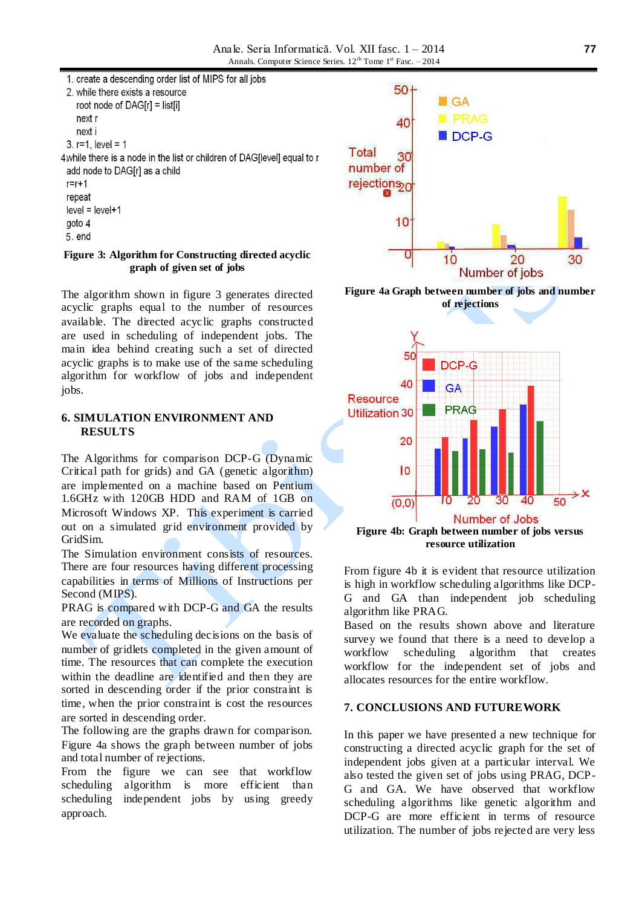1. create a descending order list of MIPS for all jobs
2. while there exists a resource
   root node of DAG[r] = list[i]
   next r
   next i
3. r=1, level = 1
4. while there is a node in the list or children of DAG[level] equal to r
   add node to DAG[r] as a child
   r=r+1
   repeat
   level = level+1
   goto 4
5. end

**Figure 3: Algorithm for Constructing directed acyclic graph of given set of jobs**

The algorithm shown in figure 3 generates directed acyclic graphs equal to the number of resources available. The directed acyclic graphs constructed are used in scheduling of independent jobs. The main idea behind creating such a set of directed acyclic graphs is to make use of the same scheduling algorithm for workflow of jobs and independent jobs.

## 6. SIMULATION ENVIRONMENT AND RESULTS

The Algorithms for comparison DCP-G (Dynamic Critical path for grids) and GA (genetic algorithm) are implemented on a machine based on Pentium 1.6GHz with 120GB HDD and RAM of 1GB on Microsoft Windows XP. This experiment is carried out on a simulated grid environment provided by GridSim.

The Simulation environment consists of resources. There are four resources having different processing capabilities in terms of Millions of Instructions per Second (MIPS).

PRAG is compared with DCP-G and GA the results are recorded on graphs.

We evaluate the scheduling decisions on the basis of number of gridlets completed in the given amount of time. The resources that can complete the execution within the deadline are identified and then they are sorted in descending order if the prior constraint is time, when the prior constraint is cost the resources are sorted in descending order.

The following are the graphs drawn for comparison. Figure 4a shows the graph between number of jobs and total number of rejections.

From the figure we can see that workflow scheduling algorithm is more efficient than scheduling independent jobs by using greedy approach.

**Figure 4a Graph between number of jobs and number of rejections**

**Figure 4b: Graph between number of jobs versus resource utilization**

From figure 4b it is evident that resource utilization is high in workflow scheduling algorithms like DCP-G and GA than independent job scheduling algorithm like PRAG.

Based on the results shown above and literature survey we found that there is a need to develop a workflow scheduling algorithm that creates workflow for the independent set of jobs and allocates resources for the entire workflow.

## 7. CONCLUSIONS AND FUTUREWORK

In this paper we have presented a new technique for constructing a directed acyclic graph for the set of independent jobs given at a particular interval. We also tested the given set of jobs using PRAG, DCP-G and GA. We have observed that workflow scheduling algorithms like genetic algorithm and DCP-G are more efficient in terms of resource utilization. The number of jobs rejected are very less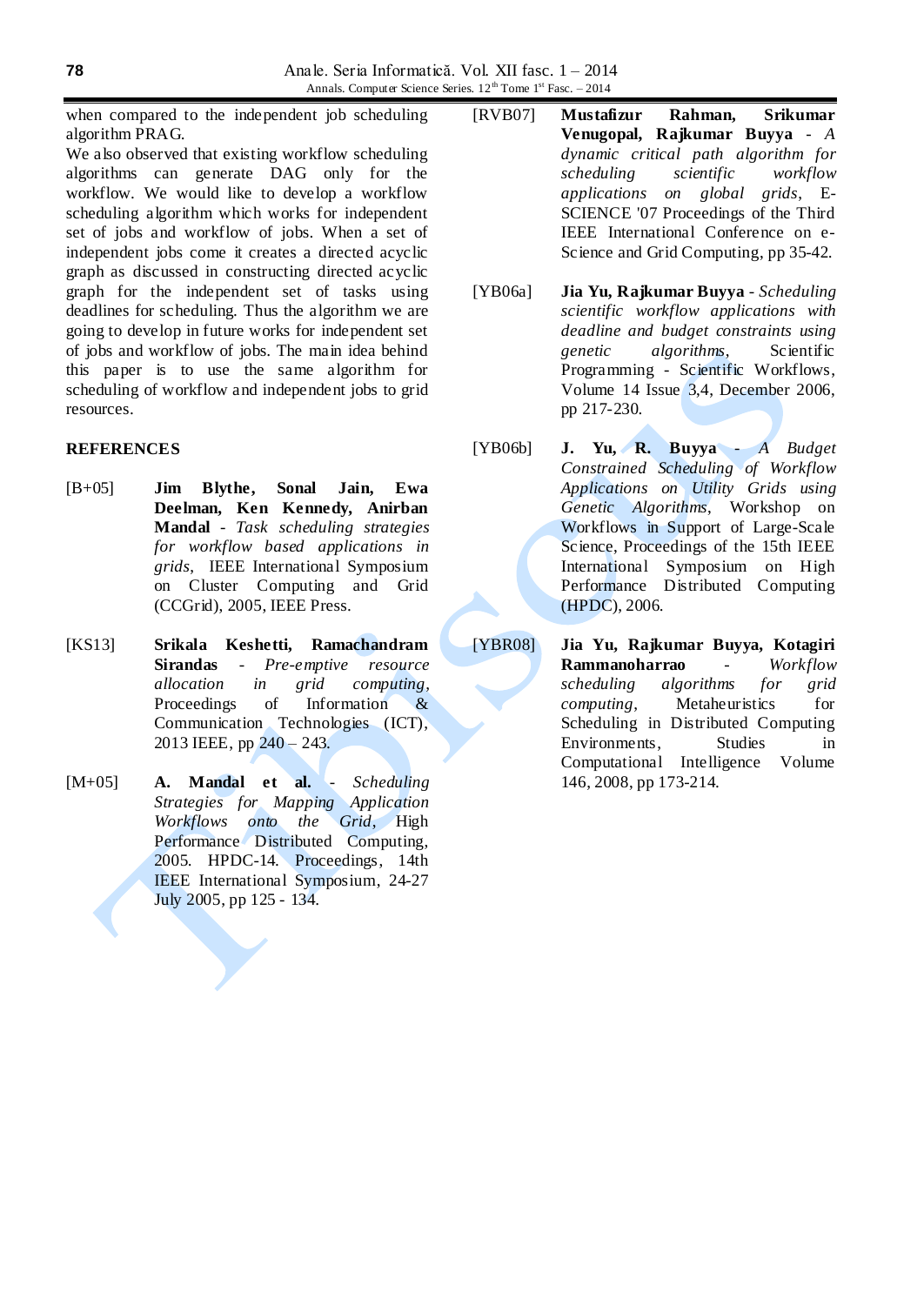when compared to the independent job scheduling algorithm PRAG.

We also observed that existing workflow scheduling algorithms can generate DAG only for the workflow. We would like to develop a workflow scheduling algorithm which works for independent set of jobs and workflow of jobs. When a set of independent jobs come it creates a directed acyclic graph as discussed in constructing directed acyclic graph for the independent set of tasks using deadlines for scheduling. Thus the algorithm we are going to develop in future works for independent set of jobs and workflow of jobs. The main idea behind this paper is to use the same algorithm for scheduling of workflow and independent jobs to grid resources.

## REFERENCES

[B+05] **Jim Blythe, Sonal Jain, Ewa Deelman, Ken Kennedy, Anirban Mandal** - *Task scheduling strategies for workflow based applications in grids*, IEEE International Symposium on Cluster Computing and Grid (CCGrid), 2005, IEEE Press.

[KS13] **Srikala Keshetti, Ramachandram Sirandas** - *Pre-emptive resource allocation in grid computing*, Proceedings of Information & Communication Technologies (ICT), 2013 IEEE, pp 240 – 243.

[M+05] **A. Mandal et al.** - *Scheduling Strategies for Mapping Application Workflows onto the Grid*, High Performance Distributed Computing, 2005. HPDC-14. Proceedings, 14th IEEE International Symposium, 24-27 July 2005, pp 125 - 134.

[RVB07] **Mustafizur Rahman, Srikumar Venugopal, Rajkumar Buyya** - *A dynamic critical path algorithm for scheduling scientific workflow applications on global grids*, E-SCIENCE '07 Proceedings of the Third IEEE International Conference on e-Science and Grid Computing, pp 35-42.

[YB06a] **Jia Yu, Rajkumar Buyya** - *Scheduling scientific workflow applications with deadline and budget constraints using genetic algorithms*, Scientific Programming - Scientific Workflows, Volume 14 Issue 3,4, December 2006, pp 217-230.

[YB06b] **J. Yu, R. Buyya** - *A Budget Constrained Scheduling of Workflow Applications on Utility Grids using Genetic Algorithms*, Workshop on Workflows in Support of Large-Scale Science, Proceedings of the 15th IEEE International Symposium on High Performance Distributed Computing (HPDC), 2006.

[YBR08] **Jia Yu, Rajkumar Buyya, Kotagiri Rammanoharrao** - *Workflow scheduling algorithms for grid computing*, Metaheuristics for Scheduling in Distributed Computing Environments, Studies in Computational Intelligence Volume 146, 2008, pp 173-214.